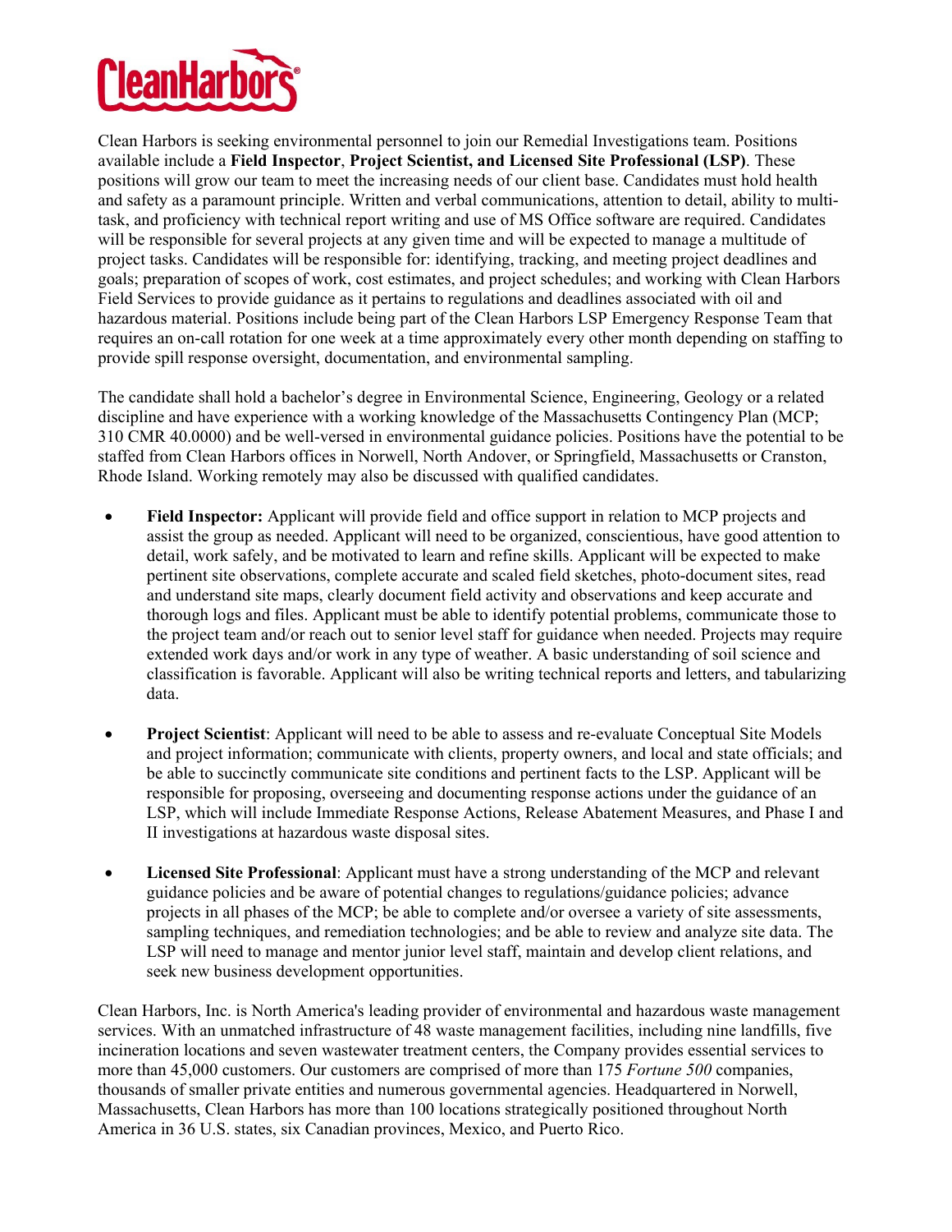# CleanHarbors

Clean Harbors is seeking environmental personnel to join our Remedial Investigations team. Positions available include a **Field Inspector**, **Project Scientist, and Licensed Site Professional (LSP)**. These positions will grow our team to meet the increasing needs of our client base. Candidates must hold health and safety as a paramount principle. Written and verbal communications, attention to detail, ability to multi-task, and proficiency with technical report writing and use of MS Office software are required. Candidates will be responsible for several projects at any given time and will be expected to manage a multitude of project tasks. Candidates will be responsible for: identifying, tracking, and meeting project deadlines and goals; preparation of scopes of work, cost estimates, and project schedules; and working with Clean Harbors Field Services to provide guidance as it pertains to regulations and deadlines associated with oil and hazardous material. Positions include being part of the Clean Harbors LSP Emergency Response Team that requires an on-call rotation for one week at a time approximately every other month depending on staffing to provide spill response oversight, documentation, and environmental sampling.

The candidate shall hold a bachelor's degree in Environmental Science, Engineering, Geology or a related discipline and have experience with a working knowledge of the Massachusetts Contingency Plan (MCP; 310 CMR 40.0000) and be well-versed in environmental guidance policies. Positions have the potential to be staffed from Clean Harbors offices in Norwell, North Andover, or Springfield, Massachusetts or Cranston, Rhode Island. Working remotely may also be discussed with qualified candidates.

- **Field Inspector:** Applicant will provide field and office support in relation to MCP projects and assist the group as needed. Applicant will need to be organized, conscientious, have good attention to detail, work safely, and be motivated to learn and refine skills. Applicant will be expected to make pertinent site observations, complete accurate and scaled field sketches, photo-document sites, read and understand site maps, clearly document field activity and observations and keep accurate and thorough logs and files. Applicant must be able to identify potential problems, communicate those to the project team and/or reach out to senior level staff for guidance when needed. Projects may require extended work days and/or work in any type of weather. A basic understanding of soil science and classification is favorable. Applicant will also be writing technical reports and letters, and tabularizing data.

- **Project Scientist**: Applicant will need to be able to assess and re-evaluate Conceptual Site Models and project information; communicate with clients, property owners, and local and state officials; and be able to succinctly communicate site conditions and pertinent facts to the LSP. Applicant will be responsible for proposing, overseeing and documenting response actions under the guidance of an LSP, which will include Immediate Response Actions, Release Abatement Measures, and Phase I and II investigations at hazardous waste disposal sites.

- **Licensed Site Professional**: Applicant must have a strong understanding of the MCP and relevant guidance policies and be aware of potential changes to regulations/guidance policies; advance projects in all phases of the MCP; be able to complete and/or oversee a variety of site assessments, sampling techniques, and remediation technologies; and be able to review and analyze site data. The LSP will need to manage and mentor junior level staff, maintain and develop client relations, and seek new business development opportunities.

Clean Harbors, Inc. is North America's leading provider of environmental and hazardous waste management services. With an unmatched infrastructure of 48 waste management facilities, including nine landfills, five incineration locations and seven wastewater treatment centers, the Company provides essential services to more than 45,000 customers. Our customers are comprised of more than 175 *Fortune 500* companies, thousands of smaller private entities and numerous governmental agencies. Headquartered in Norwell, Massachusetts, Clean Harbors has more than 100 locations strategically positioned throughout North America in 36 U.S. states, six Canadian provinces, Mexico, and Puerto Rico.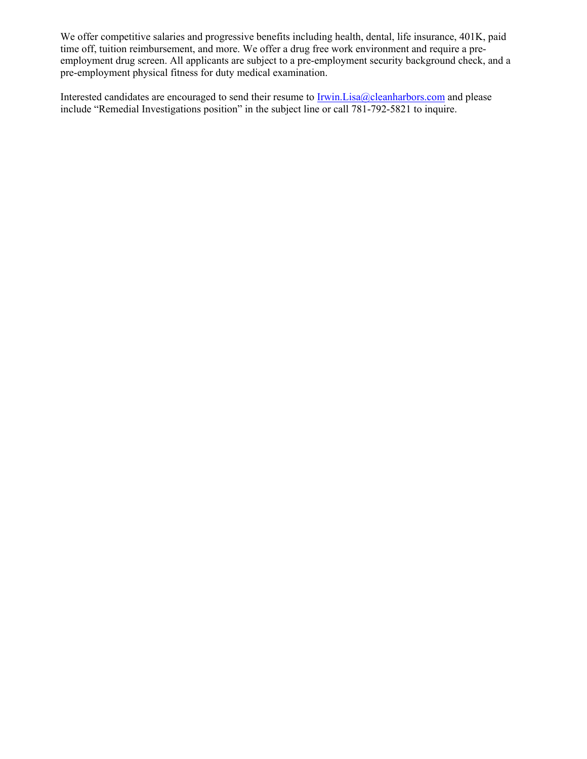We offer competitive salaries and progressive benefits including health, dental, life insurance, 401K, paid time off, tuition reimbursement, and more. We offer a drug free work environment and require a pre-employment drug screen. All applicants are subject to a pre-employment security background check, and a pre-employment physical fitness for duty medical examination.

Interested candidates are encouraged to send their resume to Irwin.Lisa@cleanharbors.com and please include "Remedial Investigations position" in the subject line or call 781-792-5821 to inquire.